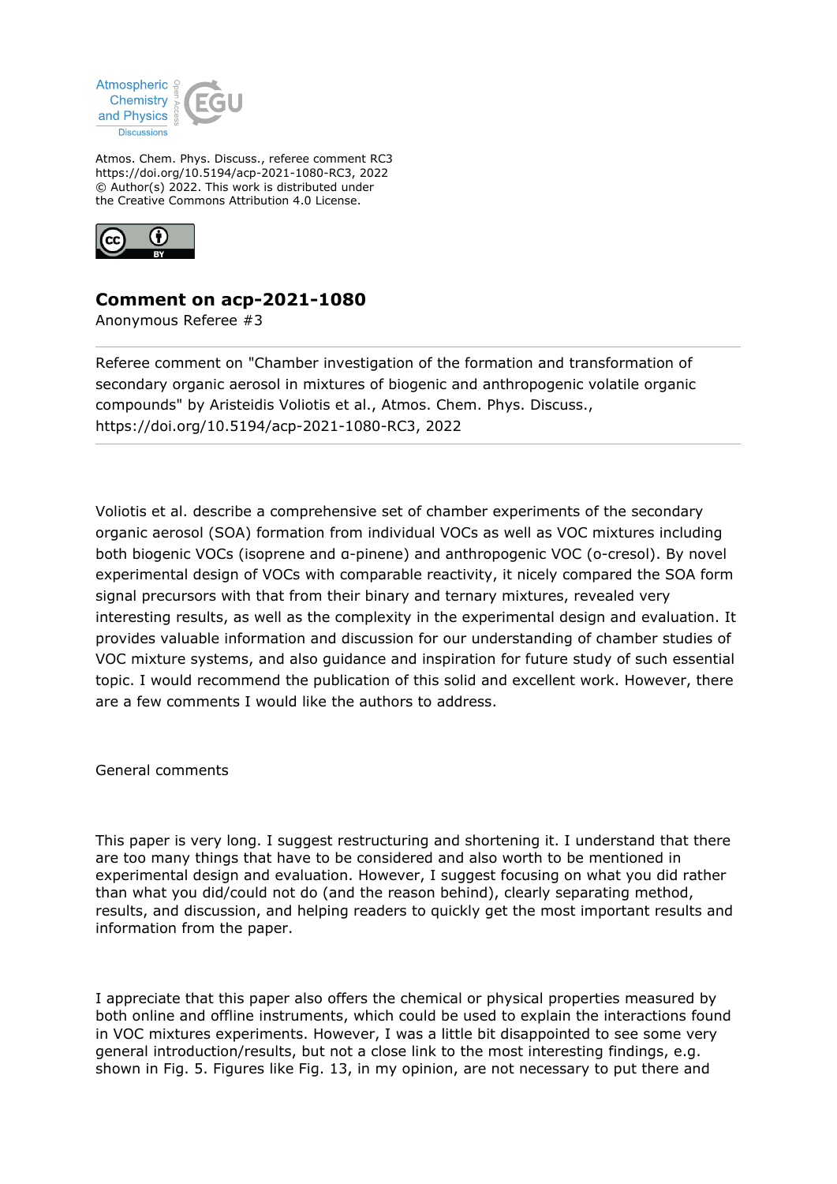Atmospheric Chemistry and Physics
Discussions

Atmos. Chem. Phys. Discuss., referee comment RC3
https://doi.org/10.5194/acp-2021-1080-RC3, 2022
© Author(s) 2022. This work is distributed under
the Creative Commons Attribution 4.0 License.

# Comment on acp-2021-1080

Anonymous Referee #3

---

Referee comment on "Chamber investigation of the formation and transformation of secondary organic aerosol in mixtures of biogenic and anthropogenic volatile organic compounds" by Aristeidis Voliotis et al., Atmos. Chem. Phys. Discuss., https://doi.org/10.5194/acp-2021-1080-RC3, 2022

---

Voliotis et al. describe a comprehensive set of chamber experiments of the secondary organic aerosol (SOA) formation from individual VOCs as well as VOC mixtures including both biogenic VOCs (isoprene and α-pinene) and anthropogenic VOC (o-cresol). By novel experimental design of VOCs with comparable reactivity, it nicely compared the SOA form signal precursors with that from their binary and ternary mixtures, revealed very interesting results, as well as the complexity in the experimental design and evaluation. It provides valuable information and discussion for our understanding of chamber studies of VOC mixture systems, and also guidance and inspiration for future study of such essential topic. I would recommend the publication of this solid and excellent work. However, there are a few comments I would like the authors to address.

General comments

This paper is very long. I suggest restructuring and shortening it. I understand that there are too many things that have to be considered and also worth to be mentioned in experimental design and evaluation. However, I suggest focusing on what you did rather than what you did/could not do (and the reason behind), clearly separating method, results, and discussion, and helping readers to quickly get the most important results and information from the paper.

I appreciate that this paper also offers the chemical or physical properties measured by both online and offline instruments, which could be used to explain the interactions found in VOC mixtures experiments. However, I was a little bit disappointed to see some very general introduction/results, but not a close link to the most interesting findings, e.g. shown in Fig. 5. Figures like Fig. 13, in my opinion, are not necessary to put there and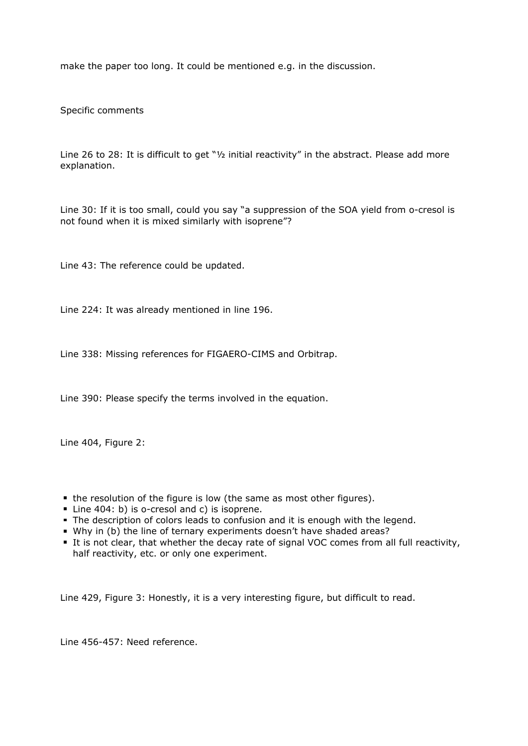make the paper too long. It could be mentioned e.g. in the discussion.

Specific comments

Line 26 to 28: It is difficult to get "½ initial reactivity" in the abstract. Please add more explanation.

Line 30: If it is too small, could you say "a suppression of the SOA yield from o-cresol is not found when it is mixed similarly with isoprene"?

Line 43: The reference could be updated.

Line 224: It was already mentioned in line 196.

Line 338: Missing references for FIGAERO-CIMS and Orbitrap.

Line 390: Please specify the terms involved in the equation.

Line 404, Figure 2:

- the resolution of the figure is low (the same as most other figures).
- Line 404: b) is o-cresol and c) is isoprene.
- The description of colors leads to confusion and it is enough with the legend.
- Why in (b) the line of ternary experiments doesn't have shaded areas?
- It is not clear, that whether the decay rate of signal VOC comes from all full reactivity, half reactivity, etc. or only one experiment.

Line 429, Figure 3: Honestly, it is a very interesting figure, but difficult to read.

Line 456-457: Need reference.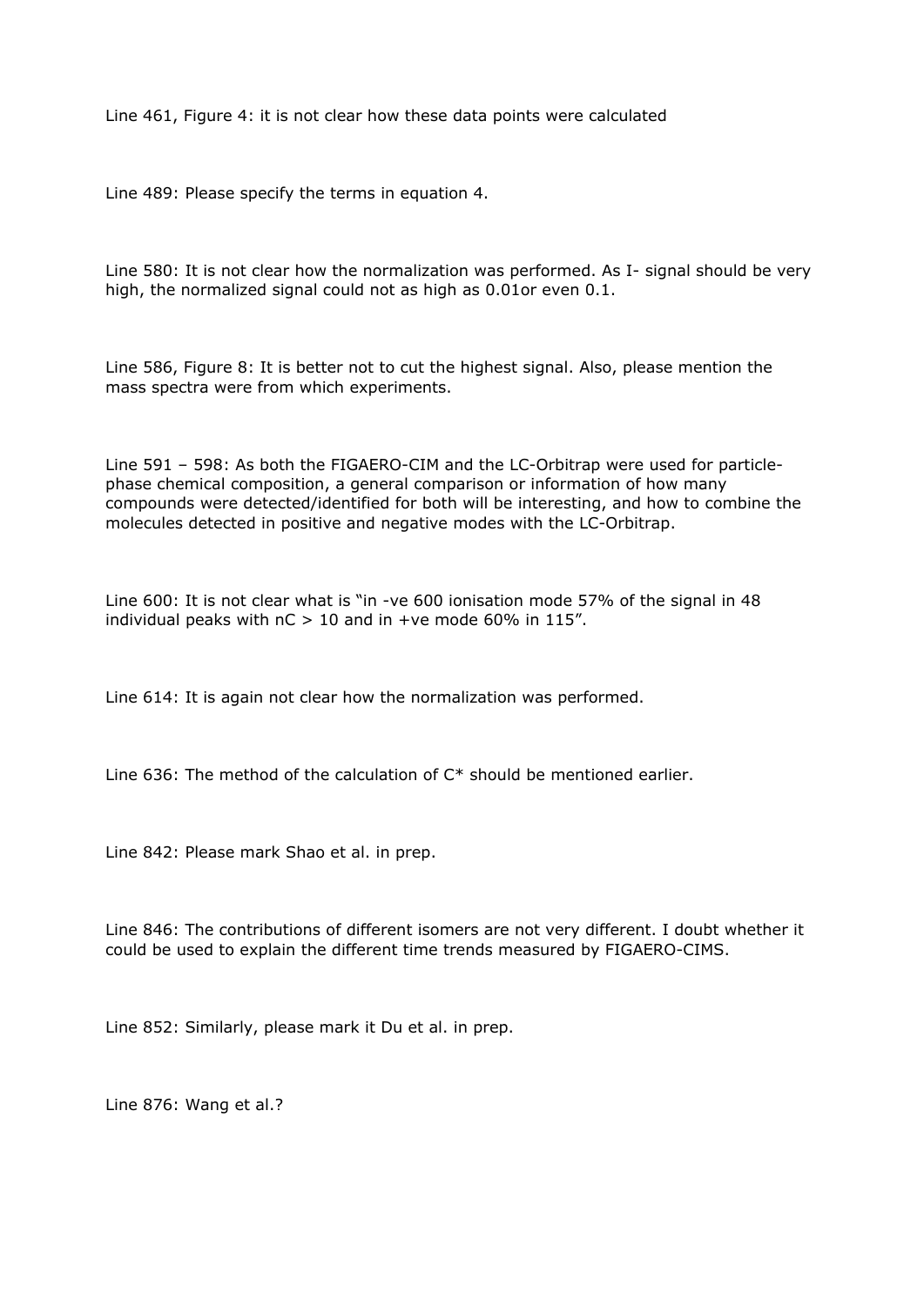Line 461, Figure 4: it is not clear how these data points were calculated

Line 489: Please specify the terms in equation 4.

Line 580: It is not clear how the normalization was performed. As $I^-$ signal should be very high, the normalized signal could not as high as 0.01or even 0.1.

Line 586, Figure 8: It is better not to cut the highest signal. Also, please mention the mass spectra were from which experiments.

Line 591 – 598: As both the FIGAERO-CIM and the LC-Orbitrap were used for particle-phase chemical composition, a general comparison or information of how many compounds were detected/identified for both will be interesting, and how to combine the molecules detected in positive and negative modes with the LC-Orbitrap.

Line 600: It is not clear what is "in -ve 600 ionisation mode 57% of the signal in 48 individual peaks with $nC > 10$ and in +ve mode 60% in 115".

Line 614: It is again not clear how the normalization was performed.

Line 636: The method of the calculation of $C^*$ should be mentioned earlier.

Line 842: Please mark Shao et al. in prep.

Line 846: The contributions of different isomers are not very different. I doubt whether it could be used to explain the different time trends measured by FIGAERO-CIMS.

Line 852: Similarly, please mark it Du et al. in prep.

Line 876: Wang et al.?